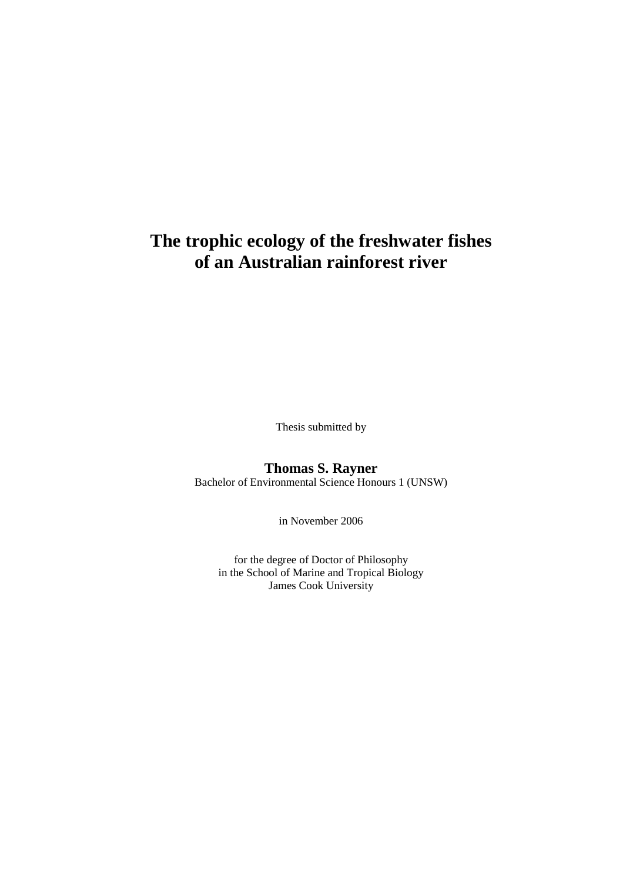# The trophic ecology of the freshwater fishes of an Australian rainforest river

Thesis submitted by

**Thomas S. Rayner**

Bachelor of Environmental Science Honours 1 (UNSW)

in November 2006

for the degree of Doctor of Philosophy
in the School of Marine and Tropical Biology
James Cook University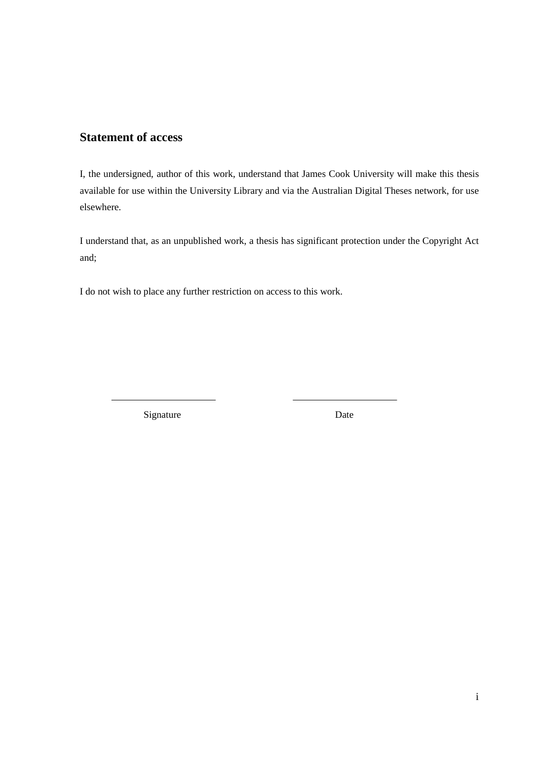## Statement of access

I, the undersigned, author of this work, understand that James Cook University will make this thesis available for use within the University Library and via the Australian Digital Theses network, for use elsewhere.

I understand that, as an unpublished work, a thesis has significant protection under the Copyright Act and;

I do not wish to place any further restriction on access to this work.

\_\_\_\_\_\_\_\_\_\_\_\_\_\_\_\_\_\_\_\_ \_\_\_\_\_\_\_\_\_\_\_\_\_\_\_\_\_\_\_\_

Signature Date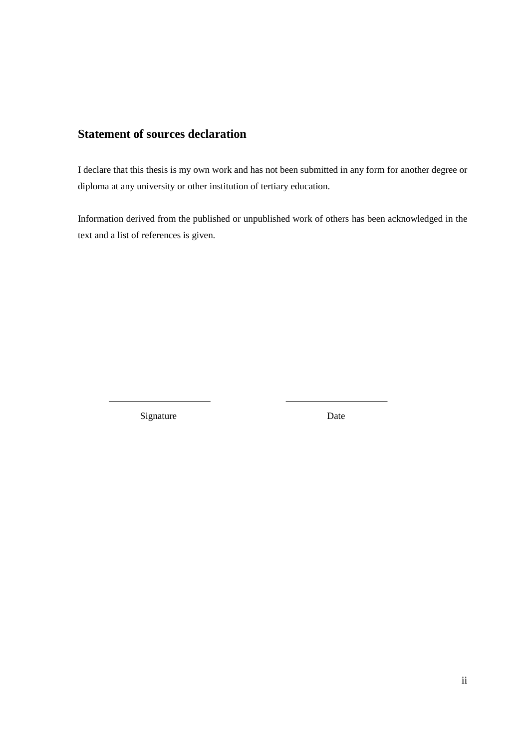## Statement of sources declaration

I declare that this thesis is my own work and has not been submitted in any form for another degree or diploma at any university or other institution of tertiary education.

Information derived from the published or unpublished work of others has been acknowledged in the text and a list of references is given.

\_\_\_\_\_\_\_\_\_\_\_\_\_\_\_\_\_\_\_\_ \_\_\_\_\_\_\_\_\_\_\_\_\_\_\_\_\_\_\_\_

Signature Date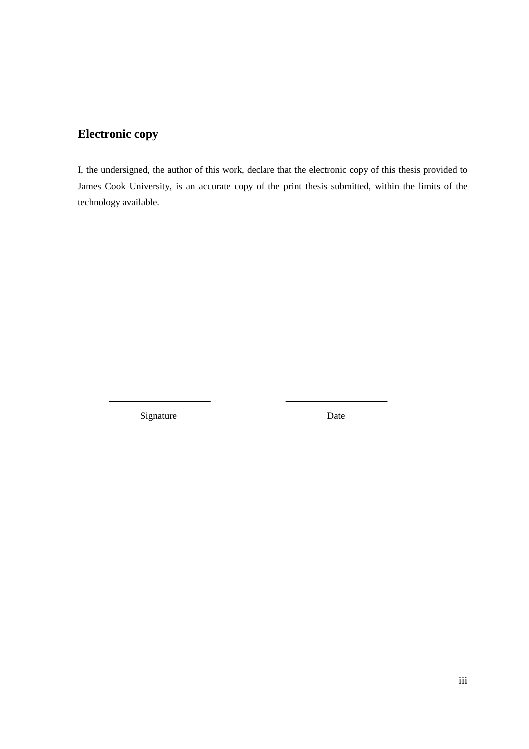## Electronic copy

I, the undersigned, the author of this work, declare that the electronic copy of this thesis provided to James Cook University, is an accurate copy of the print thesis submitted, within the limits of the technology available.

\_\_\_\_\_\_\_\_\_\_\_\_\_\_\_\_\_\_\_\_\_\_ \_\_\_\_\_\_\_\_\_\_\_\_\_\_\_\_\_\_\_\_\_\_

Signature Date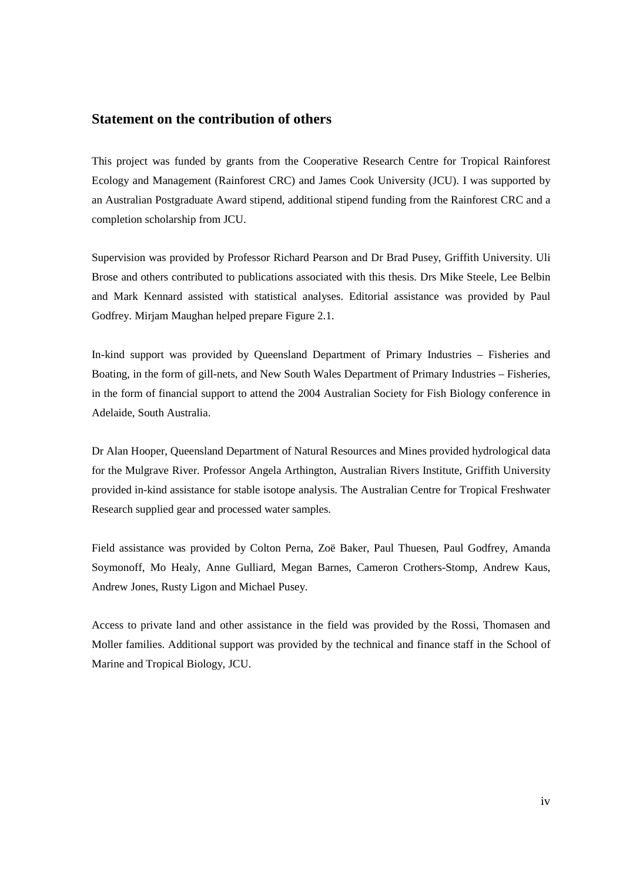## Statement on the contribution of others

This project was funded by grants from the Cooperative Research Centre for Tropical Rainforest Ecology and Management (Rainforest CRC) and James Cook University (JCU). I was supported by an Australian Postgraduate Award stipend, additional stipend funding from the Rainforest CRC and a completion scholarship from JCU.

Supervision was provided by Professor Richard Pearson and Dr Brad Pusey, Griffith University. Uli Brose and others contributed to publications associated with this thesis. Drs Mike Steele, Lee Belbin and Mark Kennard assisted with statistical analyses. Editorial assistance was provided by Paul Godfrey. Mirjam Maughan helped prepare Figure 2.1.

In-kind support was provided by Queensland Department of Primary Industries – Fisheries and Boating, in the form of gill-nets, and New South Wales Department of Primary Industries – Fisheries, in the form of financial support to attend the 2004 Australian Society for Fish Biology conference in Adelaide, South Australia.

Dr Alan Hooper, Queensland Department of Natural Resources and Mines provided hydrological data for the Mulgrave River. Professor Angela Arthington, Australian Rivers Institute, Griffith University provided in-kind assistance for stable isotope analysis. The Australian Centre for Tropical Freshwater Research supplied gear and processed water samples.

Field assistance was provided by Colton Perna, Zoë Baker, Paul Thuesen, Paul Godfrey, Amanda Soymonoff, Mo Healy, Anne Gulliard, Megan Barnes, Cameron Crothers-Stomp, Andrew Kaus, Andrew Jones, Rusty Ligon and Michael Pusey.

Access to private land and other assistance in the field was provided by the Rossi, Thomasen and Moller families. Additional support was provided by the technical and finance staff in the School of Marine and Tropical Biology, JCU.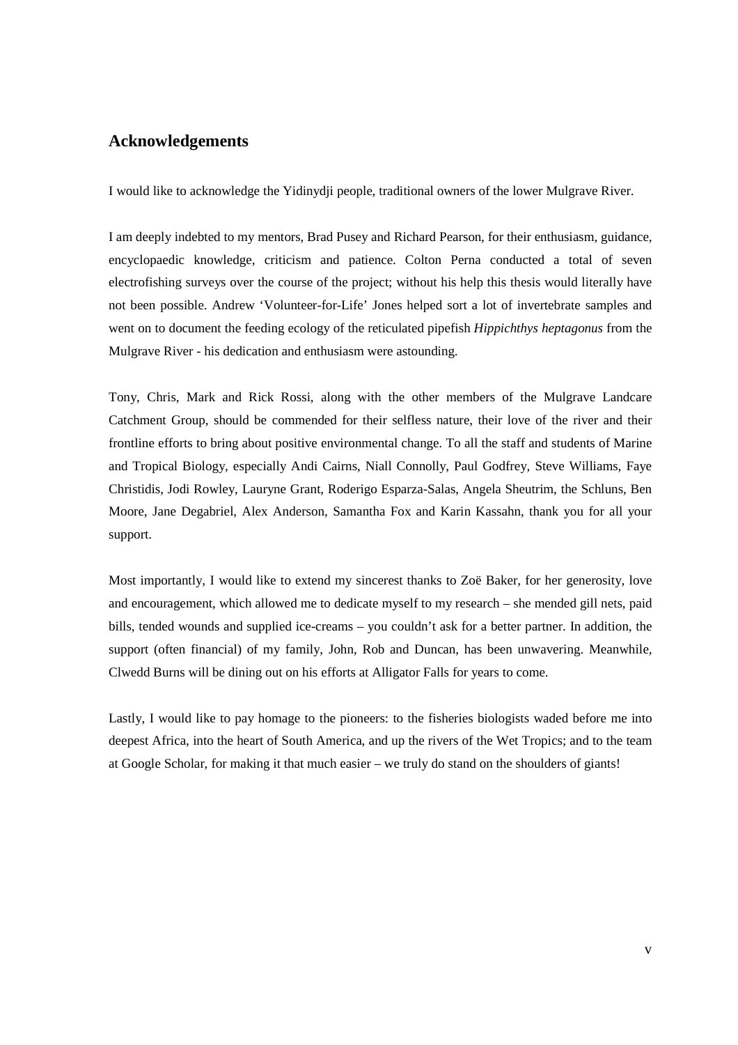## Acknowledgements

I would like to acknowledge the Yidinydji people, traditional owners of the lower Mulgrave River.

I am deeply indebted to my mentors, Brad Pusey and Richard Pearson, for their enthusiasm, guidance, encyclopaedic knowledge, criticism and patience. Colton Perna conducted a total of seven electrofishing surveys over the course of the project; without his help this thesis would literally have not been possible. Andrew 'Volunteer-for-Life' Jones helped sort a lot of invertebrate samples and went on to document the feeding ecology of the reticulated pipefish *Hippichthys heptagonus* from the Mulgrave River - his dedication and enthusiasm were astounding.

Tony, Chris, Mark and Rick Rossi, along with the other members of the Mulgrave Landcare Catchment Group, should be commended for their selfless nature, their love of the river and their frontline efforts to bring about positive environmental change. To all the staff and students of Marine and Tropical Biology, especially Andi Cairns, Niall Connolly, Paul Godfrey, Steve Williams, Faye Christidis, Jodi Rowley, Lauryne Grant, Roderigo Esparza-Salas, Angela Sheutrim, the Schluns, Ben Moore, Jane Degabriel, Alex Anderson, Samantha Fox and Karin Kassahn, thank you for all your support.

Most importantly, I would like to extend my sincerest thanks to Zoë Baker, for her generosity, love and encouragement, which allowed me to dedicate myself to my research – she mended gill nets, paid bills, tended wounds and supplied ice-creams – you couldn't ask for a better partner. In addition, the support (often financial) of my family, John, Rob and Duncan, has been unwavering. Meanwhile, Clwedd Burns will be dining out on his efforts at Alligator Falls for years to come.

Lastly, I would like to pay homage to the pioneers: to the fisheries biologists waded before me into deepest Africa, into the heart of South America, and up the rivers of the Wet Tropics; and to the team at Google Scholar, for making it that much easier – we truly do stand on the shoulders of giants!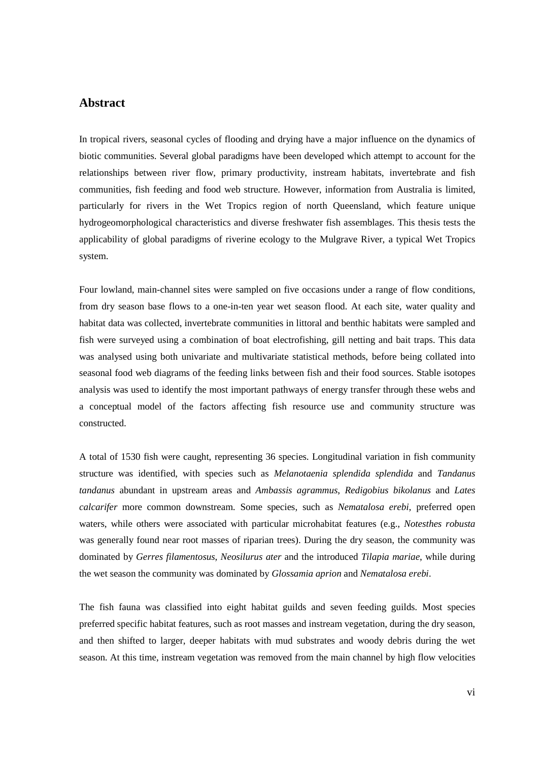# Abstract

In tropical rivers, seasonal cycles of flooding and drying have a major influence on the dynamics of biotic communities. Several global paradigms have been developed which attempt to account for the relationships between river flow, primary productivity, instream habitats, invertebrate and fish communities, fish feeding and food web structure. However, information from Australia is limited, particularly for rivers in the Wet Tropics region of north Queensland, which feature unique hydrogeomorphological characteristics and diverse freshwater fish assemblages. This thesis tests the applicability of global paradigms of riverine ecology to the Mulgrave River, a typical Wet Tropics system.

Four lowland, main-channel sites were sampled on five occasions under a range of flow conditions, from dry season base flows to a one-in-ten year wet season flood. At each site, water quality and habitat data was collected, invertebrate communities in littoral and benthic habitats were sampled and fish were surveyed using a combination of boat electrofishing, gill netting and bait traps. This data was analysed using both univariate and multivariate statistical methods, before being collated into seasonal food web diagrams of the feeding links between fish and their food sources. Stable isotopes analysis was used to identify the most important pathways of energy transfer through these webs and a conceptual model of the factors affecting fish resource use and community structure was constructed.

A total of 1530 fish were caught, representing 36 species. Longitudinal variation in fish community structure was identified, with species such as *Melanotaenia splendida splendida* and *Tandanus tandanus* abundant in upstream areas and *Ambassis agrammus*, *Redigobius bikolanus* and *Lates calcarifer* more common downstream. Some species, such as *Nematalosa erebi*, preferred open waters, while others were associated with particular microhabitat features (e.g., *Notesthes robusta* was generally found near root masses of riparian trees). During the dry season, the community was dominated by *Gerres filamentosus*, *Neosilurus ater* and the introduced *Tilapia mariae*, while during the wet season the community was dominated by *Glossamia aprion* and *Nematalosa erebi*.

The fish fauna was classified into eight habitat guilds and seven feeding guilds. Most species preferred specific habitat features, such as root masses and instream vegetation, during the dry season, and then shifted to larger, deeper habitats with mud substrates and woody debris during the wet season. At this time, instream vegetation was removed from the main channel by high flow velocities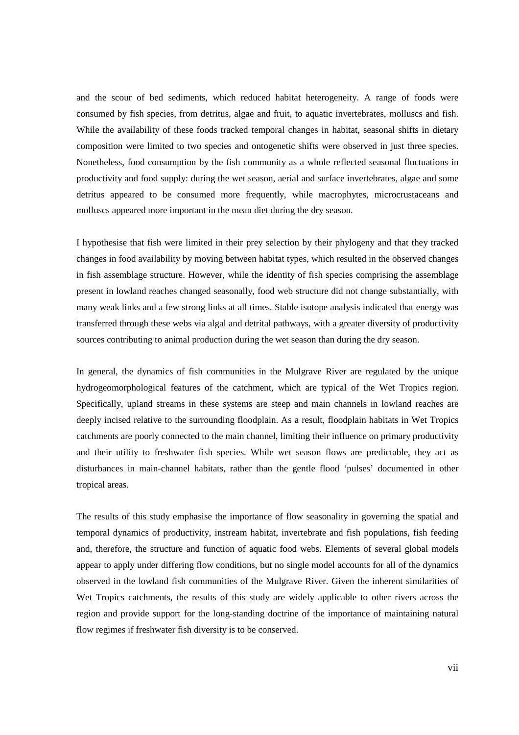and the scour of bed sediments, which reduced habitat heterogeneity. A range of foods were consumed by fish species, from detritus, algae and fruit, to aquatic invertebrates, molluscs and fish. While the availability of these foods tracked temporal changes in habitat, seasonal shifts in dietary composition were limited to two species and ontogenetic shifts were observed in just three species. Nonetheless, food consumption by the fish community as a whole reflected seasonal fluctuations in productivity and food supply: during the wet season, aerial and surface invertebrates, algae and some detritus appeared to be consumed more frequently, while macrophytes, microcrustaceans and molluscs appeared more important in the mean diet during the dry season.

I hypothesise that fish were limited in their prey selection by their phylogeny and that they tracked changes in food availability by moving between habitat types, which resulted in the observed changes in fish assemblage structure. However, while the identity of fish species comprising the assemblage present in lowland reaches changed seasonally, food web structure did not change substantially, with many weak links and a few strong links at all times. Stable isotope analysis indicated that energy was transferred through these webs via algal and detrital pathways, with a greater diversity of productivity sources contributing to animal production during the wet season than during the dry season.

In general, the dynamics of fish communities in the Mulgrave River are regulated by the unique hydrogeomorphological features of the catchment, which are typical of the Wet Tropics region. Specifically, upland streams in these systems are steep and main channels in lowland reaches are deeply incised relative to the surrounding floodplain. As a result, floodplain habitats in Wet Tropics catchments are poorly connected to the main channel, limiting their influence on primary productivity and their utility to freshwater fish species. While wet season flows are predictable, they act as disturbances in main-channel habitats, rather than the gentle flood 'pulses' documented in other tropical areas.

The results of this study emphasise the importance of flow seasonality in governing the spatial and temporal dynamics of productivity, instream habitat, invertebrate and fish populations, fish feeding and, therefore, the structure and function of aquatic food webs. Elements of several global models appear to apply under differing flow conditions, but no single model accounts for all of the dynamics observed in the lowland fish communities of the Mulgrave River. Given the inherent similarities of Wet Tropics catchments, the results of this study are widely applicable to other rivers across the region and provide support for the long-standing doctrine of the importance of maintaining natural flow regimes if freshwater fish diversity is to be conserved.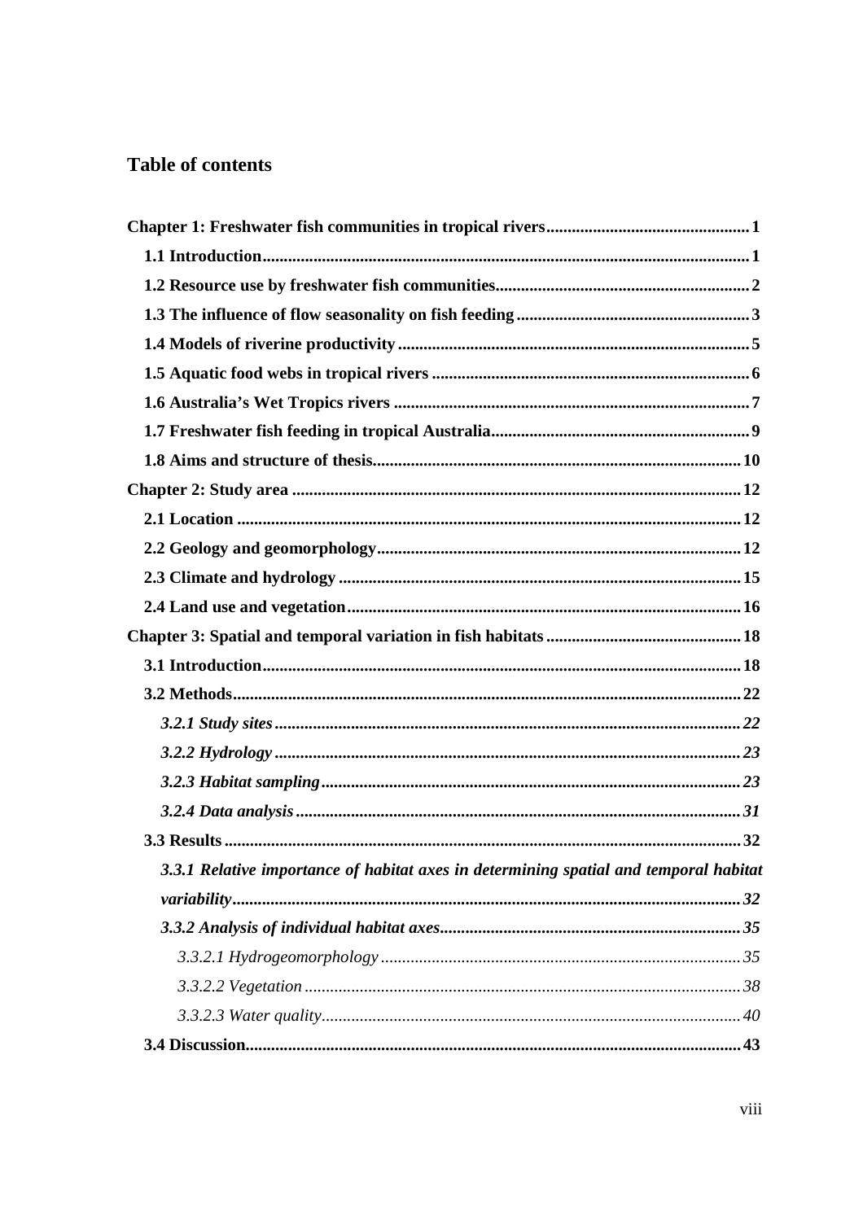## Table of contents

**Chapter 1: Freshwater fish communities in tropical rivers** .......... **1**

- **1.1 Introduction** .......... **1**
- **1.2 Resource use by freshwater fish communities** .......... **2**
- **1.3 The influence of flow seasonality on fish feeding** .......... **3**
- **1.4 Models of riverine productivity** .......... **5**
- **1.5 Aquatic food webs in tropical rivers** .......... **6**
- **1.6 Australia's Wet Tropics rivers** .......... **7**
- **1.7 Freshwater fish feeding in tropical Australia** .......... **9**
- **1.8 Aims and structure of thesis** .......... **10**

**Chapter 2: Study area** .......... **12**

- **2.1 Location** .......... **12**
- **2.2 Geology and geomorphology** .......... **12**
- **2.3 Climate and hydrology** .......... **15**
- **2.4 Land use and vegetation** .......... **16**

**Chapter 3: Spatial and temporal variation in fish habitats** .......... **18**

- **3.1 Introduction** .......... **18**
- **3.2 Methods** .......... **22**
  - ***3.2.1 Study sites*** .......... ***22***
  - ***3.2.2 Hydrology*** .......... ***23***
  - ***3.2.3 Habitat sampling*** .......... ***23***
  - ***3.2.4 Data analysis*** .......... ***31***
- **3.3 Results** .......... **32**
  - ***3.3.1 Relative importance of habitat axes in determining spatial and temporal habitat variability*** .......... ***32***
  - ***3.3.2 Analysis of individual habitat axes*** .......... ***35***
    - *3.3.2.1 Hydrogeomorphology* .......... *35*
    - *3.3.2.2 Vegetation* .......... *38*
    - *3.3.2.3 Water quality* .......... *40*
- **3.4 Discussion** .......... **43**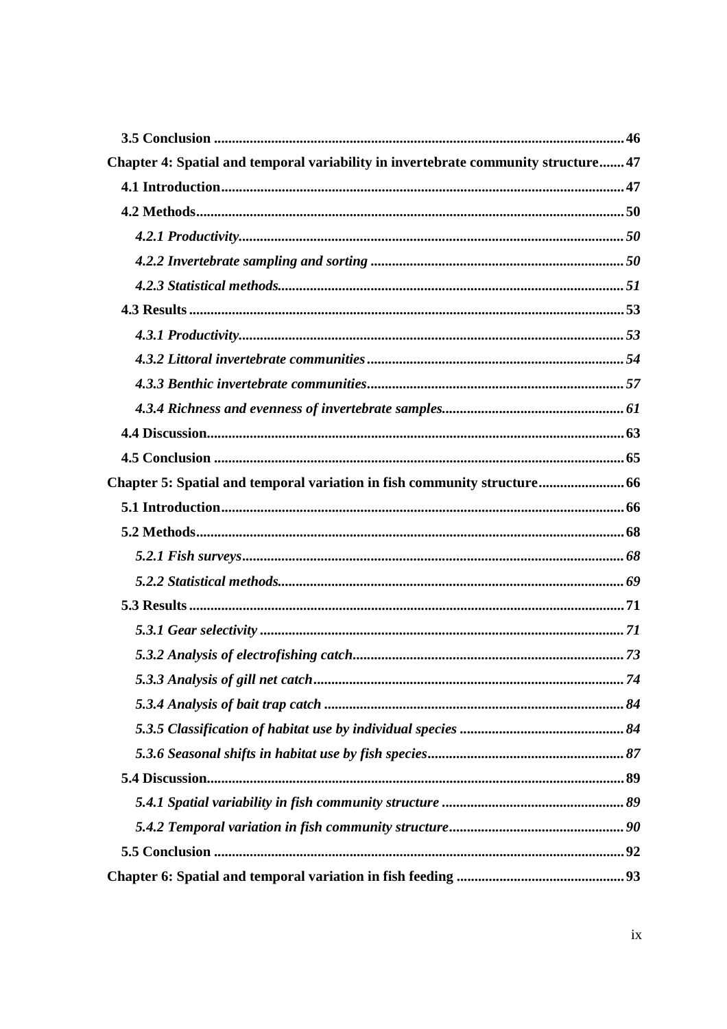**3.5 Conclusion** ........................................ **46**

**Chapter 4: Spatial and temporal variability in invertebrate community structure** ....... **47**

**4.1 Introduction** ........................................ **47**

**4.2 Methods** ........................................ **50**

***4.2.1 Productivity*** ........................................ ***50***

***4.2.2 Invertebrate sampling and sorting*** ........................................ ***50***

***4.2.3 Statistical methods*** ........................................ ***51***

**4.3 Results** ........................................ **53**

***4.3.1 Productivity*** ........................................ ***53***

***4.3.2 Littoral invertebrate communities*** ........................................ ***54***

***4.3.3 Benthic invertebrate communities*** ........................................ ***57***

***4.3.4 Richness and evenness of invertebrate samples*** ........................................ ***61***

**4.4 Discussion** ........................................ **63**

**4.5 Conclusion** ........................................ **65**

**Chapter 5: Spatial and temporal variation in fish community structure** ........................ **66**

**5.1 Introduction** ........................................ **66**

**5.2 Methods** ........................................ **68**

***5.2.1 Fish surveys*** ........................................ ***68***

***5.2.2 Statistical methods*** ........................................ ***69***

**5.3 Results** ........................................ **71**

***5.3.1 Gear selectivity*** ........................................ ***71***

***5.3.2 Analysis of electrofishing catch*** ........................................ ***73***

***5.3.3 Analysis of gill net catch*** ........................................ ***74***

***5.3.4 Analysis of bait trap catch*** ........................................ ***84***

***5.3.5 Classification of habitat use by individual species*** ........................................ ***84***

***5.3.6 Seasonal shifts in habitat use by fish species*** ........................................ ***87***

**5.4 Discussion** ........................................ **89**

***5.4.1 Spatial variability in fish community structure*** ........................................ ***89***

***5.4.2 Temporal variation in fish community structure*** ........................................ ***90***

**5.5 Conclusion** ........................................ **92**

**Chapter 6: Spatial and temporal variation in fish feeding** ........................................ **93**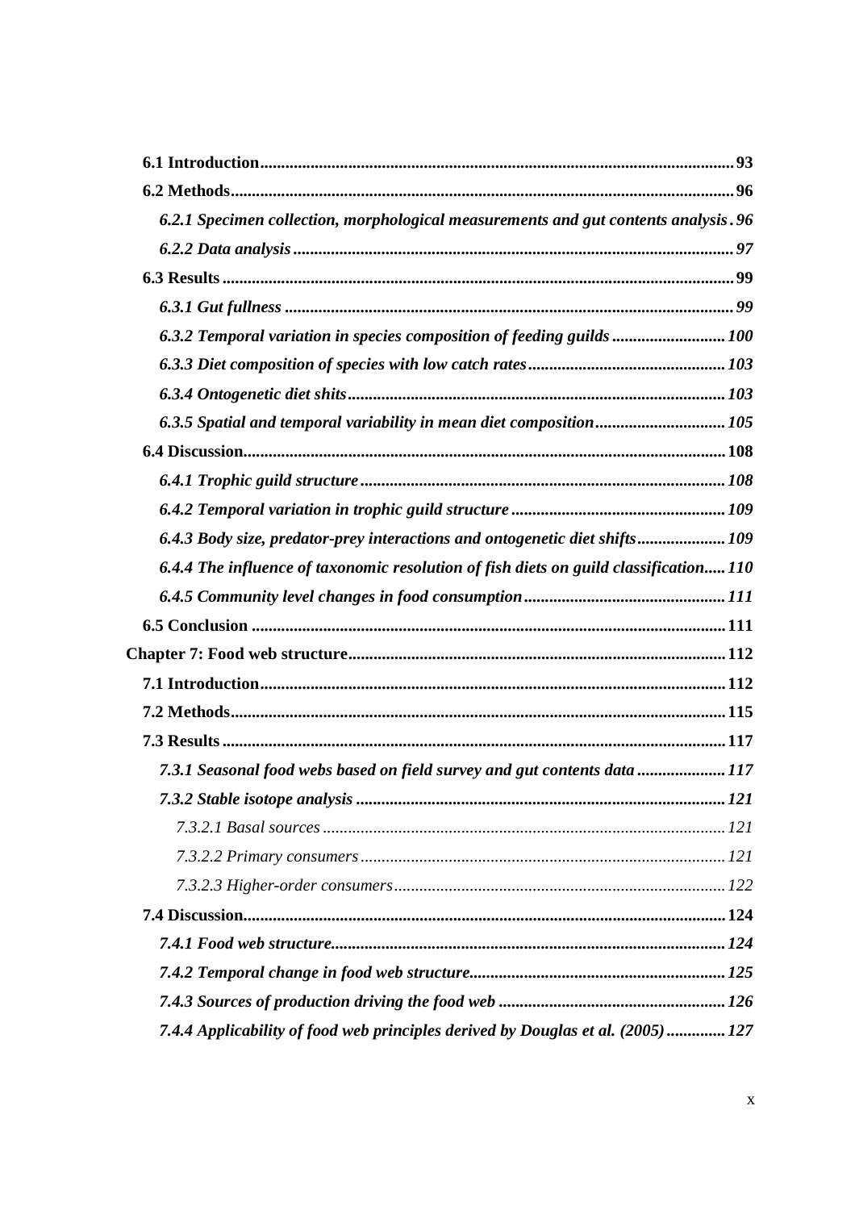**6.1 Introduction** ........ 93

**6.2 Methods** ........ 96

***6.2.1 Specimen collection, morphological measurements and gut contents analysis*** . 96

***6.2.2 Data analysis*** ........ 97

**6.3 Results** ........ 99

***6.3.1 Gut fullness*** ........ 99

***6.3.2 Temporal variation in species composition of feeding guilds*** ........ 100

***6.3.3 Diet composition of species with low catch rates*** ........ 103

***6.3.4 Ontogenetic diet shits*** ........ 103

***6.3.5 Spatial and temporal variability in mean diet composition*** ........ 105

**6.4 Discussion** ........ 108

***6.4.1 Trophic guild structure*** ........ 108

***6.4.2 Temporal variation in trophic guild structure*** ........ 109

***6.4.3 Body size, predator-prey interactions and ontogenetic diet shifts*** ........ 109

***6.4.4 The influence of taxonomic resolution of fish diets on guild classification*** ..... 110

***6.4.5 Community level changes in food consumption*** ........ 111

**6.5 Conclusion** ........ 111

**Chapter 7: Food web structure** ........ 112

**7.1 Introduction** ........ 112

**7.2 Methods** ........ 115

**7.3 Results** ........ 117

***7.3.1 Seasonal food webs based on field survey and gut contents data*** ........ 117

***7.3.2 Stable isotope analysis*** ........ 121

*7.3.2.1 Basal sources* ........ 121

*7.3.2.2 Primary consumers* ........ 121

*7.3.2.3 Higher-order consumers* ........ 122

**7.4 Discussion** ........ 124

***7.4.1 Food web structure*** ........ 124

***7.4.2 Temporal change in food web structure*** ........ 125

***7.4.3 Sources of production driving the food web*** ........ 126

***7.4.4 Applicability of food web principles derived by Douglas et al. (2005)*** ........ 127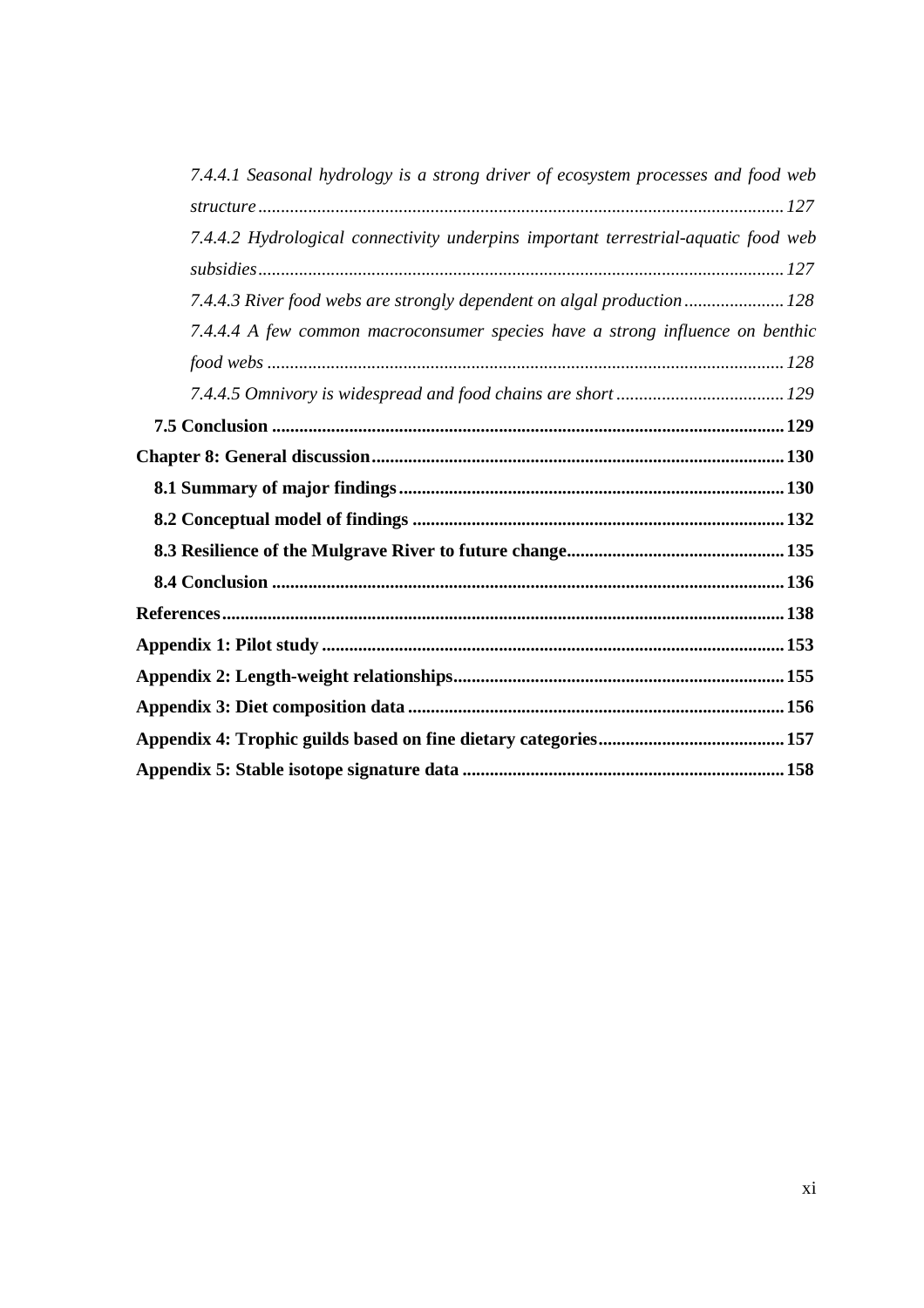*7.4.4.1 Seasonal hydrology is a strong driver of ecosystem processes and food web structure* ........ *127*

*7.4.4.2 Hydrological connectivity underpins important terrestrial-aquatic food web subsidies* ........ *127*

*7.4.4.3 River food webs are strongly dependent on algal production* ........ *128*

*7.4.4.4 A few common macroconsumer species have a strong influence on benthic food webs* ........ *128*

*7.4.4.5 Omnivory is widespread and food chains are short* ........ *129*

**7.5 Conclusion** ........ **129**

**Chapter 8: General discussion** ........ **130**

**8.1 Summary of major findings** ........ **130**

**8.2 Conceptual model of findings** ........ **132**

**8.3 Resilience of the Mulgrave River to future change** ........ **135**

**8.4 Conclusion** ........ **136**

**References** ........ **138**

**Appendix 1: Pilot study** ........ **153**

**Appendix 2: Length-weight relationships** ........ **155**

**Appendix 3: Diet composition data** ........ **156**

**Appendix 4: Trophic guilds based on fine dietary categories** ........ **157**

**Appendix 5: Stable isotope signature data** ........ **158**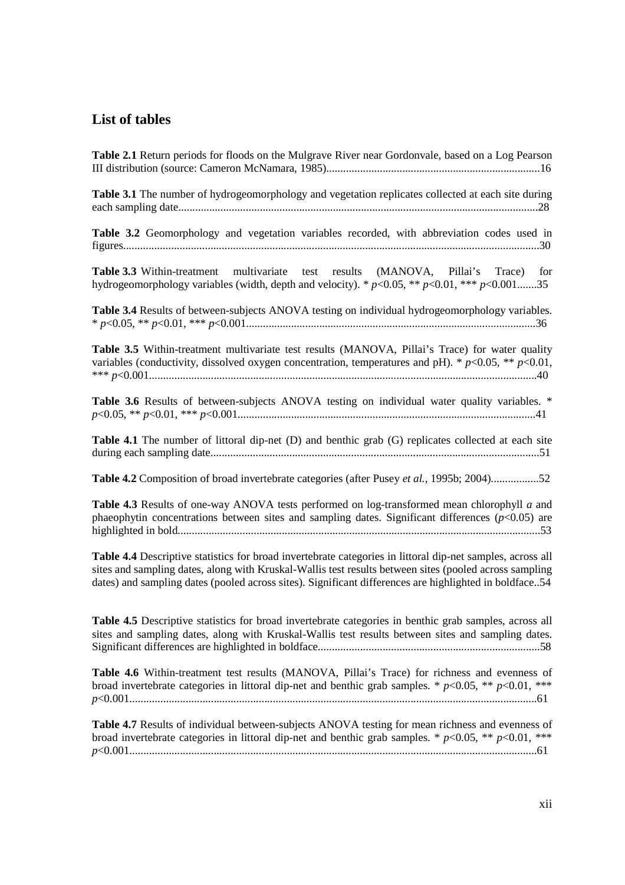## List of tables

**Table 2.1** Return periods for floods on the Mulgrave River near Gordonvale, based on a Log Pearson III distribution (source: Cameron McNamara, 1985)...........................................................................16

**Table 3.1** The number of hydrogeomorphology and vegetation replicates collected at each site during each sampling date..............................................................................................................................28

**Table 3.2** Geomorphology and vegetation variables recorded, with abbreviation codes used in figures..................................................................................................................................................30

**Table 3.3** Within-treatment multivariate test results (MANOVA, Pillai's Trace) for hydrogeomorphology variables (width, depth and velocity). * $p<0.05$, ** $p<0.01$, *** $p<0.001$.......35

**Table 3.4** Results of between-subjects ANOVA testing on individual hydrogeomorphology variables. * $p<0.05$, ** $p<0.01$, *** $p<0.001$......................................................................................................36

**Table 3.5** Within-treatment multivariate test results (MANOVA, Pillai's Trace) for water quality variables (conductivity, dissolved oxygen concentration, temperatures and pH). * $p<0.05$, ** $p<0.01$, *** $p<0.001$.........................................................................................................................................40

**Table 3.6** Results of between-subjects ANOVA testing on individual water quality variables. * $p<0.05$, ** $p<0.01$, *** $p<0.001$.........................................................................................................41

**Table 4.1** The number of littoral dip-net (D) and benthic grab (G) replicates collected at each site during each sampling date....................................................................................................................51

**Table 4.2** Composition of broad invertebrate categories (after Pusey *et al.*, 1995b; 2004).................52

**Table 4.3** Results of one-way ANOVA tests performed on log-transformed mean chlorophyll *a* and phaeophytin concentrations between sites and sampling dates. Significant differences ($p<0.05$) are highlighted in bold...............................................................................................................................53

**Table 4.4** Descriptive statistics for broad invertebrate categories in littoral dip-net samples, across all sites and sampling dates, along with Kruskal-Wallis test results between sites (pooled across sampling dates) and sampling dates (pooled across sites). Significant differences are highlighted in boldface..54

**Table 4.5** Descriptive statistics for broad invertebrate categories in benthic grab samples, across all sites and sampling dates, along with Kruskal-Wallis test results between sites and sampling dates. Significant differences are highlighted in boldface..............................................................................58

**Table 4.6** Within-treatment test results (MANOVA, Pillai's Trace) for richness and evenness of broad invertebrate categories in littoral dip-net and benthic grab samples. * $p<0.05$, ** $p<0.01$, *** $p<0.001$...............................................................................................................................................61

**Table 4.7** Results of individual between-subjects ANOVA testing for mean richness and evenness of broad invertebrate categories in littoral dip-net and benthic grab samples. * $p<0.05$, ** $p<0.01$, *** $p<0.001$...............................................................................................................................................61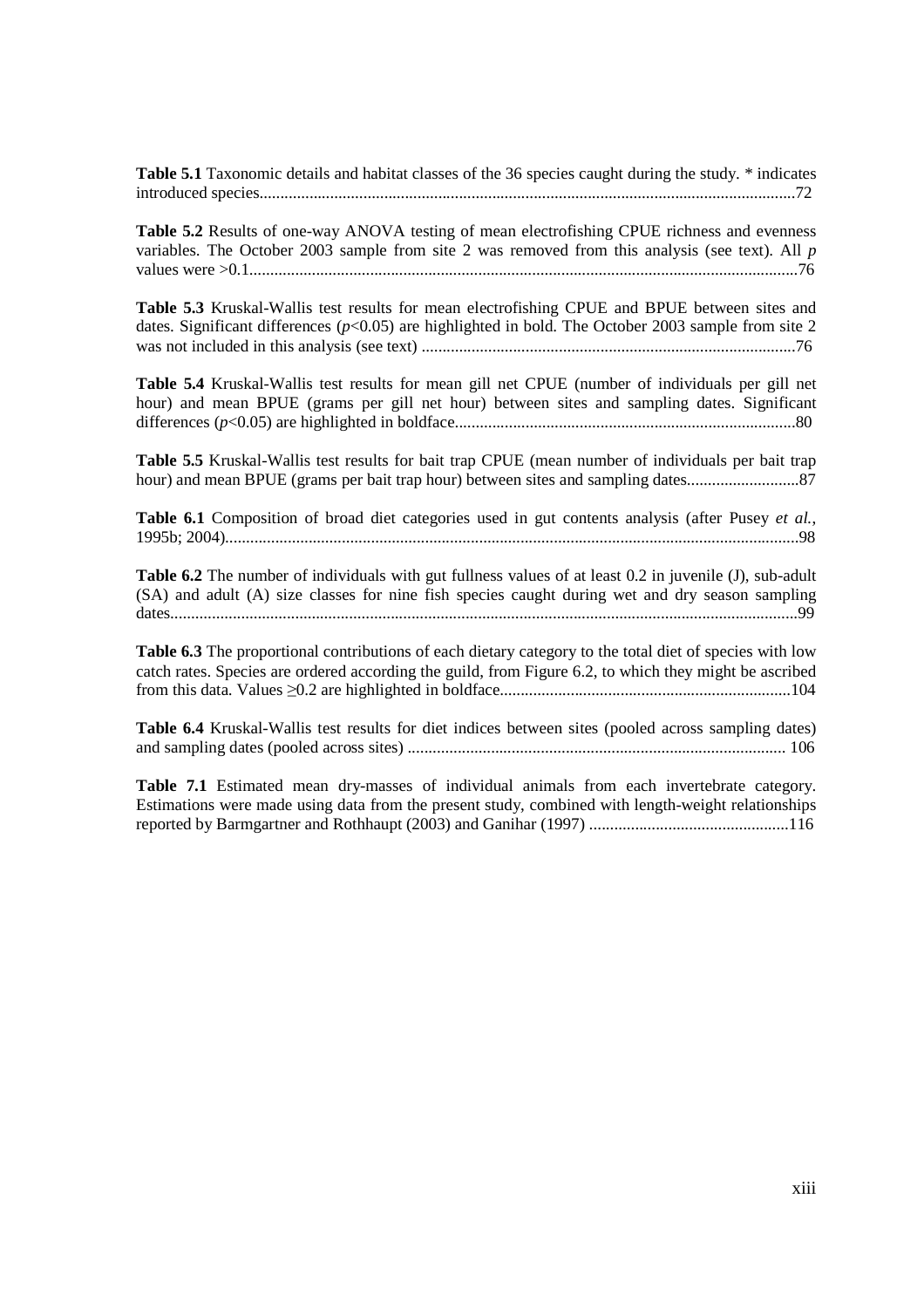**Table 5.1** Taxonomic details and habitat classes of the 36 species caught during the study. * indicates introduced species.................................................................................................................................72

**Table 5.2** Results of one-way ANOVA testing of mean electrofishing CPUE richness and evenness variables. The October 2003 sample from site 2 was removed from this analysis (see text). All *p* values were >0.1....................................................................................................................................76

**Table 5.3** Kruskal-Wallis test results for mean electrofishing CPUE and BPUE between sites and dates. Significant differences ($p$<0.05) are highlighted in bold. The October 2003 sample from site 2 was not included in this analysis (see text) ..........................................................................................76

**Table 5.4** Kruskal-Wallis test results for mean gill net CPUE (number of individuals per gill net hour) and mean BPUE (grams per gill net hour) between sites and sampling dates. Significant differences ($p$<0.05) are highlighted in boldface.................................................................................80

**Table 5.5** Kruskal-Wallis test results for bait trap CPUE (mean number of individuals per bait trap hour) and mean BPUE (grams per bait trap hour) between sites and sampling dates...........................87

**Table 6.1** Composition of broad diet categories used in gut contents analysis (after Pusey *et al.*, 1995b; 2004).........................................................................................................................................98

**Table 6.2** The number of individuals with gut fullness values of at least 0.2 in juvenile (J), sub-adult (SA) and adult (A) size classes for nine fish species caught during wet and dry season sampling dates.....................................................................................................................................................99

**Table 6.3** The proportional contributions of each dietary category to the total diet of species with low catch rates. Species are ordered according the guild, from Figure 6.2, to which they might be ascribed from this data. Values ≥0.2 are highlighted in boldface.....................................................................104

**Table 6.4** Kruskal-Wallis test results for diet indices between sites (pooled across sampling dates) and sampling dates (pooled across sites) .......................................................................................... 106

**Table 7.1** Estimated mean dry-masses of individual animals from each invertebrate category. Estimations were made using data from the present study, combined with length-weight relationships reported by Barmgartner and Rothhaupt (2003) and Ganihar (1997) ................................................116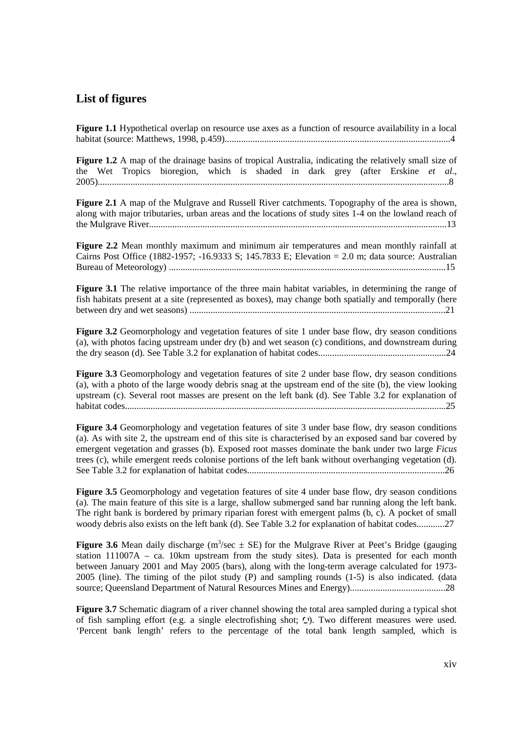## List of figures

**Figure 1.1** Hypothetical overlap on resource use axes as a function of resource availability in a local habitat (source: Matthews, 1998, p.459)................................................................................................4

**Figure 1.2** A map of the drainage basins of tropical Australia, indicating the relatively small size of the Wet Tropics bioregion, which is shaded in dark grey (after Erskine *et al.*, 2005)....................................................................................................................................................8

**Figure 2.1** A map of the Mulgrave and Russell River catchments. Topography of the area is shown, along with major tributaries, urban areas and the locations of study sites 1-4 on the lowland reach of the Mulgrave River..............................................................................................................................13

**Figure 2.2** Mean monthly maximum and minimum air temperatures and mean monthly rainfall at Cairns Post Office (1882-1957; -16.9333 S; 145.7833 E; Elevation = 2.0 m; data source: Australian Bureau of Meteorology) ......................................................................................................................15

**Figure 3.1** The relative importance of the three main habitat variables, in determining the range of fish habitats present at a site (represented as boxes), may change both spatially and temporally (here between dry and wet seasons) .............................................................................................................21

**Figure 3.2** Geomorphology and vegetation features of site 1 under base flow, dry season conditions (a), with photos facing upstream under dry (b) and wet season (c) conditions, and downstream during the dry season (d). See Table 3.2 for explanation of habitat codes.......................................................24

**Figure 3.3** Geomorphology and vegetation features of site 2 under base flow, dry season conditions (a), with a photo of the large woody debris snag at the upstream end of the site (b), the view looking upstream (c). Several root masses are present on the left bank (d). See Table 3.2 for explanation of habitat codes.........................................................................................................................................25

**Figure 3.4** Geomorphology and vegetation features of site 3 under base flow, dry season conditions (a). As with site 2, the upstream end of this site is characterised by an exposed sand bar covered by emergent vegetation and grasses (b). Exposed root masses dominate the bank under two large *Ficus* trees (c), while emergent reeds colonise portions of the left bank without overhanging vegetation (d). See Table 3.2 for explanation of habitat codes....................................................................................26

**Figure 3.5** Geomorphology and vegetation features of site 4 under base flow, dry season conditions (a). The main feature of this site is a large, shallow submerged sand bar running along the left bank. The right bank is bordered by primary riparian forest with emergent palms (b, c). A pocket of small woody debris also exists on the left bank (d). See Table 3.2 for explanation of habitat codes............27

**Figure 3.6** Mean daily discharge ($m^3$/sec $\pm$ SE) for the Mulgrave River at Peet's Bridge (gauging station 111007A – ca. 10km upstream from the study sites). Data is presented for each month between January 2001 and May 2005 (bars), along with the long-term average calculated for 1973-2005 (line). The timing of the pilot study (P) and sampling rounds (1-5) is also indicated. (data source; Queensland Department of Natural Resources Mines and Energy).........................................28

**Figure 3.7** Schematic diagram of a river channel showing the total area sampled during a typical shot of fish sampling effort (e.g. a single electrofishing shot; ). Two different measures were used. 'Percent bank length' refers to the percentage of the total bank length sampled, which is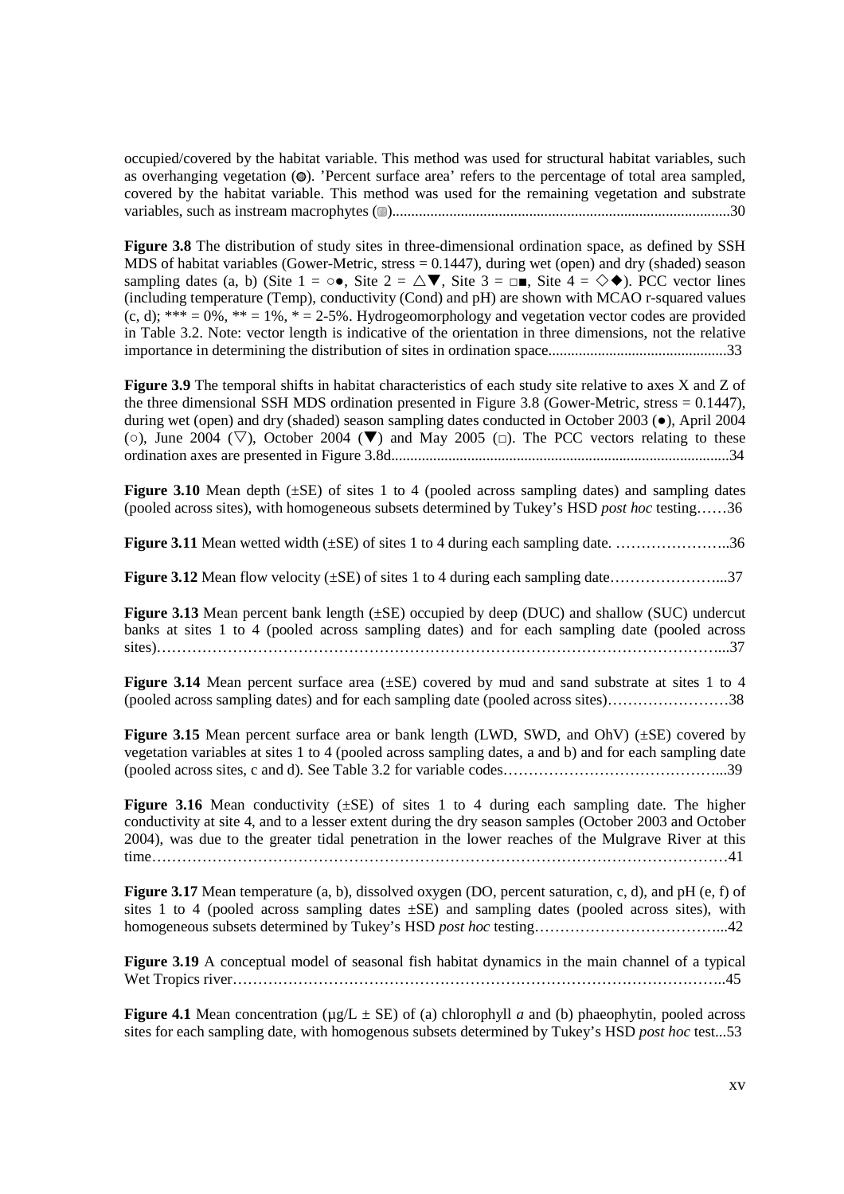occupied/covered by the habitat variable. This method was used for structural habitat variables, such as overhanging vegetation (◍). 'Percent surface area' refers to the percentage of total area sampled, covered by the habitat variable. This method was used for the remaining vegetation and substrate variables, such as instream macrophytes (▨)........................................................................................30

**Figure 3.8** The distribution of study sites in three-dimensional ordination space, as defined by SSH MDS of habitat variables (Gower-Metric, stress = 0.1447), during wet (open) and dry (shaded) season sampling dates (a, b) (Site 1 = ○●, Site 2 = △▼, Site 3 = □■, Site 4 = ◇◆). PCC vector lines (including temperature (Temp), conductivity (Cond) and pH) are shown with MCAO r-squared values (c, d); *** = 0%, ** = 1%, * = 2-5%. Hydrogeomorphology and vegetation vector codes are provided in Table 3.2. Note: vector length is indicative of the orientation in three dimensions, not the relative importance in determining the distribution of sites in ordination space...............................................33

**Figure 3.9** The temporal shifts in habitat characteristics of each study site relative to axes X and Z of the three dimensional SSH MDS ordination presented in Figure 3.8 (Gower-Metric, stress = 0.1447), during wet (open) and dry (shaded) season sampling dates conducted in October 2003 (●), April 2004 (○), June 2004 (▽), October 2004 (▼) and May 2005 (□). The PCC vectors relating to these ordination axes are presented in Figure 3.8d........................................................................................34

**Figure 3.10** Mean depth (±SE) of sites 1 to 4 (pooled across sampling dates) and sampling dates (pooled across sites), with homogeneous subsets determined by Tukey's HSD *post hoc* testing……36

**Figure 3.11** Mean wetted width (±SE) of sites 1 to 4 during each sampling date. …………………..36

**Figure 3.12** Mean flow velocity (±SE) of sites 1 to 4 during each sampling date…………………...37

**Figure 3.13** Mean percent bank length (±SE) occupied by deep (DUC) and shallow (SUC) undercut banks at sites 1 to 4 (pooled across sampling dates) and for each sampling date (pooled across sites)……………………………………………………………………………………………...37

**Figure 3.14** Mean percent surface area (±SE) covered by mud and sand substrate at sites 1 to 4 (pooled across sampling dates) and for each sampling date (pooled across sites)……………………38

**Figure 3.15** Mean percent surface area or bank length (LWD, SWD, and OhV) (±SE) covered by vegetation variables at sites 1 to 4 (pooled across sampling dates, a and b) and for each sampling date (pooled across sites, c and d). See Table 3.2 for variable codes……………………………………...39

**Figure 3.16** Mean conductivity (±SE) of sites 1 to 4 during each sampling date. The higher conductivity at site 4, and to a lesser extent during the dry season samples (October 2003 and October 2004), was due to the greater tidal penetration in the lower reaches of the Mulgrave River at this time……………………………………………………………………………………………………41

**Figure 3.17** Mean temperature (a, b), dissolved oxygen (DO, percent saturation, c, d), and pH (e, f) of sites 1 to 4 (pooled across sampling dates ±SE) and sampling dates (pooled across sites), with homogeneous subsets determined by Tukey's HSD *post hoc* testing………………………………...42

**Figure 3.19** A conceptual model of seasonal fish habitat dynamics in the main channel of a typical Wet Tropics river……………………………………………………………………………………..45

**Figure 4.1** Mean concentration (µg/L ± SE) of (a) chlorophyll *a* and (b) phaeophytin, pooled across sites for each sampling date, with homogenous subsets determined by Tukey's HSD *post hoc* test...53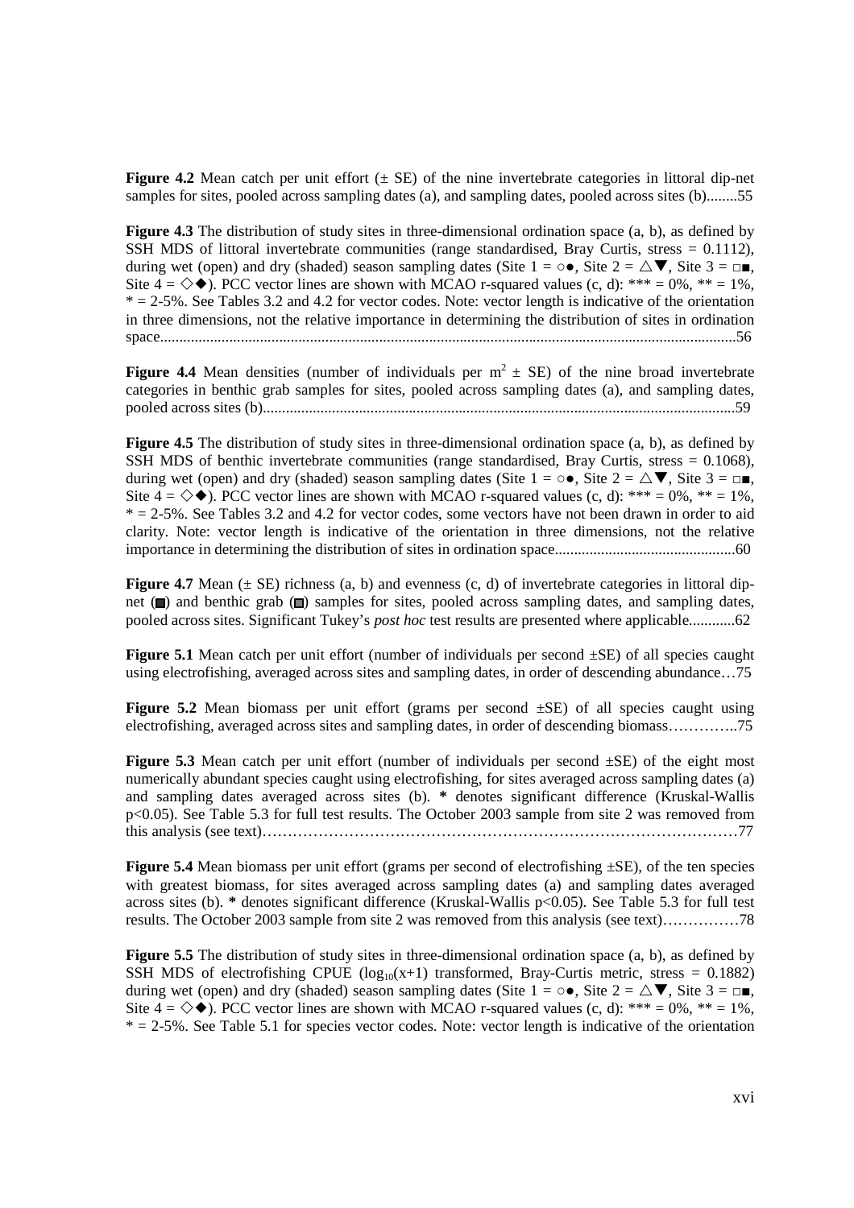**Figure 4.2** Mean catch per unit effort (± SE) of the nine invertebrate categories in littoral dip-net samples for sites, pooled across sampling dates (a), and sampling dates, pooled across sites (b)........55

**Figure 4.3** The distribution of study sites in three-dimensional ordination space (a, b), as defined by SSH MDS of littoral invertebrate communities (range standardised, Bray Curtis, stress = 0.1112), during wet (open) and dry (shaded) season sampling dates (Site 1 = ○●, Site 2 = △▼, Site 3 = □■, Site 4 = ◇◆). PCC vector lines are shown with MCAO r-squared values (c, d): *** = 0%, ** = 1%, * = 2-5%. See Tables 3.2 and 4.2 for vector codes. Note: vector length is indicative of the orientation in three dimensions, not the relative importance in determining the distribution of sites in ordination space....................................................................................................................................................56

**Figure 4.4** Mean densities (number of individuals per $m^2$ ± SE) of the nine broad invertebrate categories in benthic grab samples for sites, pooled across sampling dates (a), and sampling dates, pooled across sites (b)..........................................................................................................................59

**Figure 4.5** The distribution of study sites in three-dimensional ordination space (a, b), as defined by SSH MDS of benthic invertebrate communities (range standardised, Bray Curtis, stress = 0.1068), during wet (open) and dry (shaded) season sampling dates (Site 1 = ○●, Site 2 = △▼, Site 3 = □■, Site 4 = ◇◆). PCC vector lines are shown with MCAO r-squared values (c, d): *** = 0%, ** = 1%, * = 2-5%. See Tables 3.2 and 4.2 for vector codes, some vectors have not been drawn in order to aid clarity. Note: vector length is indicative of the orientation in three dimensions, not the relative importance in determining the distribution of sites in ordination space...............................................60

**Figure 4.7** Mean (± SE) richness (a, b) and evenness (c, d) of invertebrate categories in littoral dip-net (■) and benthic grab (■) samples for sites, pooled across sampling dates, and sampling dates, pooled across sites. Significant Tukey's *post hoc* test results are presented where applicable............62

**Figure 5.1** Mean catch per unit effort (number of individuals per second ±SE) of all species caught using electrofishing, averaged across sites and sampling dates, in order of descending abundance…75

**Figure 5.2** Mean biomass per unit effort (grams per second ±SE) of all species caught using electrofishing, averaged across sites and sampling dates, in order of descending biomass…………..75

**Figure 5.3** Mean catch per unit effort (number of individuals per second ±SE) of the eight most numerically abundant species caught using electrofishing, for sites averaged across sampling dates (a) and sampling dates averaged across sites (b). **\*** denotes significant difference (Kruskal-Wallis $p<0.05$). See Table 5.3 for full test results. The October 2003 sample from site 2 was removed from this analysis (see text)……………………………………………………………………………………77

**Figure 5.4** Mean biomass per unit effort (grams per second of electrofishing ±SE), of the ten species with greatest biomass, for sites averaged across sampling dates (a) and sampling dates averaged across sites (b). **\*** denotes significant difference (Kruskal-Wallis $p<0.05$). See Table 5.3 for full test results. The October 2003 sample from site 2 was removed from this analysis (see text)……………78

**Figure 5.5** The distribution of study sites in three-dimensional ordination space (a, b), as defined by SSH MDS of electrofishing CPUE ($\log_{10}(x+1)$ transformed, Bray-Curtis metric, stress = 0.1882) during wet (open) and dry (shaded) season sampling dates (Site 1 = ○●, Site 2 = △▼, Site 3 = □■, Site 4 = ◇◆). PCC vector lines are shown with MCAO r-squared values (c, d): *** = 0%, ** = 1%, * = 2-5%. See Table 5.1 for species vector codes. Note: vector length is indicative of the orientation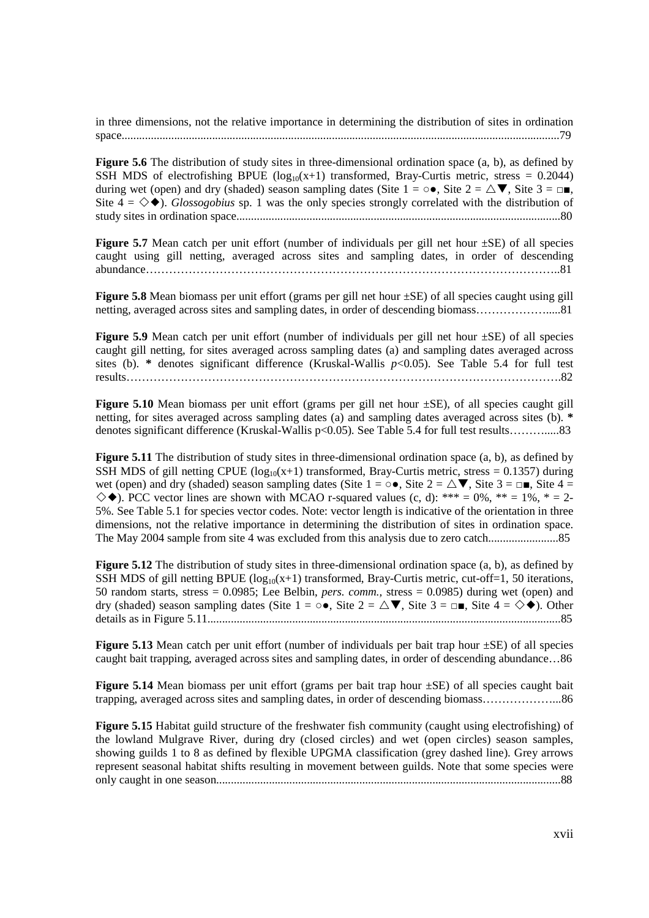in three dimensions, not the relative importance in determining the distribution of sites in ordination space....................................................................................................................................................79

**Figure 5.6** The distribution of study sites in three-dimensional ordination space (a, b), as defined by SSH MDS of electrofishing BPUE ($\log_{10}(x+1)$ transformed, Bray-Curtis metric, stress = 0.2044) during wet (open) and dry (shaded) season sampling dates (Site 1 = ○●, Site 2 = △▼, Site 3 = □■, Site 4 = ◇◆). *Glossogobius* sp. 1 was the only species strongly correlated with the distribution of study sites in ordination space..............................................................................................................80

**Figure 5.7** Mean catch per unit effort (number of individuals per gill net hour ±SE) of all species caught using gill netting, averaged across sites and sampling dates, in order of descending abundance……………………………………………………………………………………………..81

**Figure 5.8** Mean biomass per unit effort (grams per gill net hour ±SE) of all species caught using gill netting, averaged across sites and sampling dates, in order of descending biomass………………....81

**Figure 5.9** Mean catch per unit effort (number of individuals per gill net hour ±SE) of all species caught gill netting, for sites averaged across sampling dates (a) and sampling dates averaged across sites (b). * denotes significant difference (Kruskal-Wallis $p<0.05$). See Table 5.4 for full test results………………………………………………………………………………………………….82

**Figure 5.10** Mean biomass per unit effort (grams per gill net hour ±SE), of all species caught gill netting, for sites averaged across sampling dates (a) and sampling dates averaged across sites (b). * denotes significant difference (Kruskal-Wallis $p<0.05$). See Table 5.4 for full test results………....83

**Figure 5.11** The distribution of study sites in three-dimensional ordination space (a, b), as defined by SSH MDS of gill netting CPUE ($\log_{10}(x+1)$ transformed, Bray-Curtis metric, stress = 0.1357) during wet (open) and dry (shaded) season sampling dates (Site 1 = ○●, Site 2 = △▼, Site 3 = □■, Site 4 = ◇◆). PCC vector lines are shown with MCAO r-squared values (c, d): *** = 0%, ** = 1%, * = 2-5%. See Table 5.1 for species vector codes. Note: vector length is indicative of the orientation in three dimensions, not the relative importance in determining the distribution of sites in ordination space. The May 2004 sample from site 4 was excluded from this analysis due to zero catch........................85

**Figure 5.12** The distribution of study sites in three-dimensional ordination space (a, b), as defined by SSH MDS of gill netting BPUE ($\log_{10}(x+1)$ transformed, Bray-Curtis metric, cut-off=1, 50 iterations, 50 random starts, stress = 0.0985; Lee Belbin, *pers. comm.*, stress = 0.0985) during wet (open) and dry (shaded) season sampling dates (Site 1 = ○●, Site 2 = △▼, Site 3 = □■, Site 4 = ◇◆). Other details as in Figure 5.11........................................................................................................................85

**Figure 5.13** Mean catch per unit effort (number of individuals per bait trap hour ±SE) of all species caught bait trapping, averaged across sites and sampling dates, in order of descending abundance…86

**Figure 5.14** Mean biomass per unit effort (grams per bait trap hour ±SE) of all species caught bait trapping, averaged across sites and sampling dates, in order of descending biomass………………...86

**Figure 5.15** Habitat guild structure of the freshwater fish community (caught using electrofishing) of the lowland Mulgrave River, during dry (closed circles) and wet (open circles) season samples, showing guilds 1 to 8 as defined by flexible UPGMA classification (grey dashed line). Grey arrows represent seasonal habitat shifts resulting in movement between guilds. Note that some species were only caught in one season.....................................................................................................................88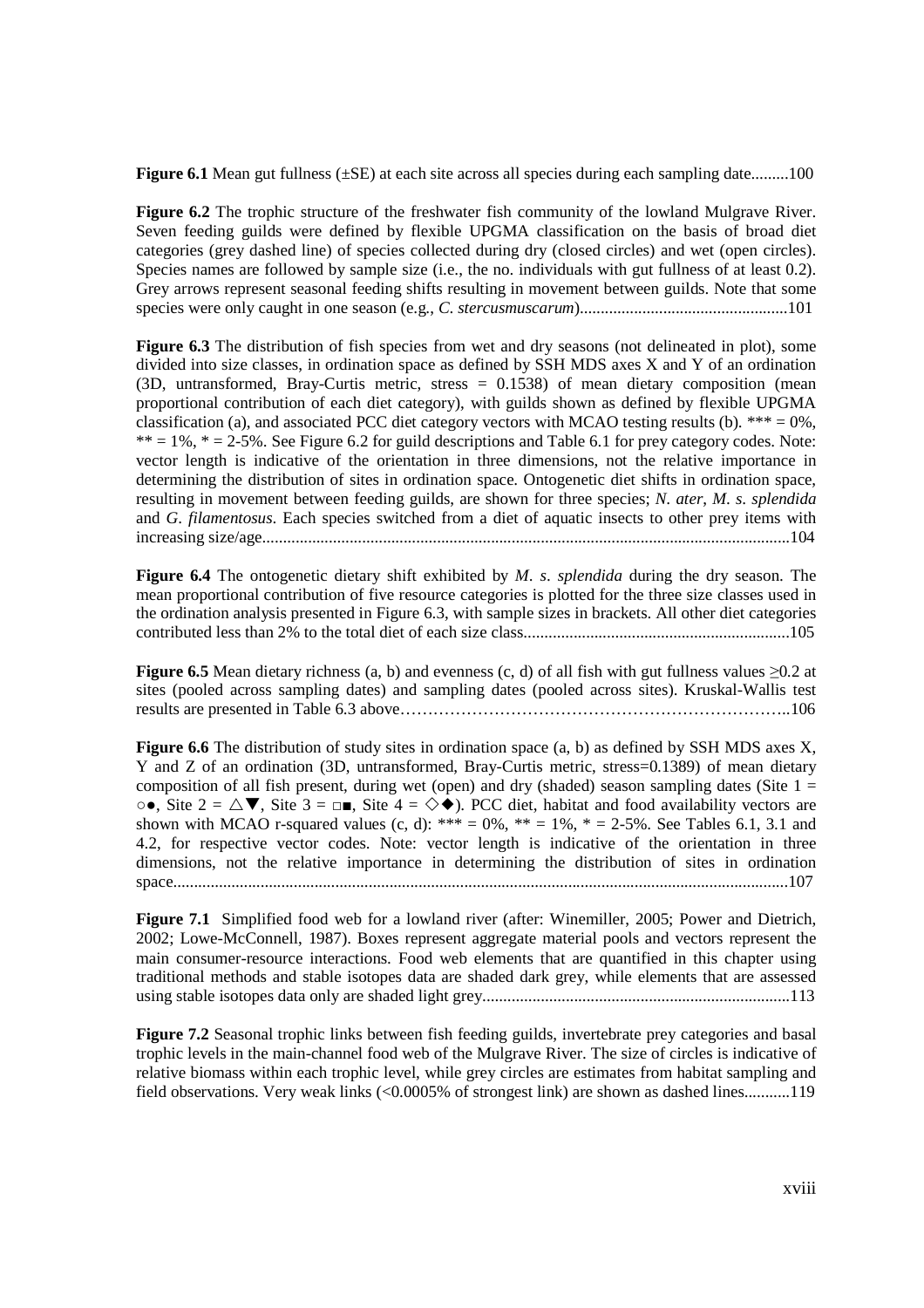**Figure 6.1** Mean gut fullness (±SE) at each site across all species during each sampling date.........100

**Figure 6.2** The trophic structure of the freshwater fish community of the lowland Mulgrave River. Seven feeding guilds were defined by flexible UPGMA classification on the basis of broad diet categories (grey dashed line) of species collected during dry (closed circles) and wet (open circles). Species names are followed by sample size (i.e., the no. individuals with gut fullness of at least 0.2). Grey arrows represent seasonal feeding shifts resulting in movement between guilds. Note that some species were only caught in one season (e.g., *C. stercusmuscarum*)..................................................101

**Figure 6.3** The distribution of fish species from wet and dry seasons (not delineated in plot), some divided into size classes, in ordination space as defined by SSH MDS axes X and Y of an ordination (3D, untransformed, Bray-Curtis metric, stress = 0.1538) of mean dietary composition (mean proportional contribution of each diet category), with guilds shown as defined by flexible UPGMA classification (a), and associated PCC diet category vectors with MCAO testing results (b). *** = 0%, ** = 1%, * = 2-5%. See Figure 6.2 for guild descriptions and Table 6.1 for prey category codes. Note: vector length is indicative of the orientation in three dimensions, not the relative importance in determining the distribution of sites in ordination space. Ontogenetic diet shifts in ordination space, resulting in movement between feeding guilds, are shown for three species; *N. ater*, *M. s. splendida* and *G. filamentosus*. Each species switched from a diet of aquatic insects to other prey items with increasing size/age..............................................................................................................................104

**Figure 6.4** The ontogenetic dietary shift exhibited by *M. s. splendida* during the dry season. The mean proportional contribution of five resource categories is plotted for the three size classes used in the ordination analysis presented in Figure 6.3, with sample sizes in brackets. All other diet categories contributed less than 2% to the total diet of each size class................................................................105

**Figure 6.5** Mean dietary richness (a, b) and evenness (c, d) of all fish with gut fullness values ≥0.2 at sites (pooled across sampling dates) and sampling dates (pooled across sites). Kruskal-Wallis test results are presented in Table 6.3 above……………………………………………………………..106

**Figure 6.6** The distribution of study sites in ordination space (a, b) as defined by SSH MDS axes X, Y and Z of an ordination (3D, untransformed, Bray-Curtis metric, stress=0.1389) of mean dietary composition of all fish present, during wet (open) and dry (shaded) season sampling dates (Site 1 = ○●, Site 2 = △▼, Site 3 = □■, Site 4 = ◇◆). PCC diet, habitat and food availability vectors are shown with MCAO r-squared values (c, d): *** = 0%, ** = 1%, * = 2-5%. See Tables 6.1, 3.1 and 4.2, for respective vector codes. Note: vector length is indicative of the orientation in three dimensions, not the relative importance in determining the distribution of sites in ordination space...................................................................................................................................................107

**Figure 7.1** Simplified food web for a lowland river (after: Winemiller, 2005; Power and Dietrich, 2002; Lowe-McConnell, 1987). Boxes represent aggregate material pools and vectors represent the main consumer-resource interactions. Food web elements that are quantified in this chapter using traditional methods and stable isotopes data are shaded dark grey, while elements that are assessed using stable isotopes data only are shaded light grey..........................................................................113

**Figure 7.2** Seasonal trophic links between fish feeding guilds, invertebrate prey categories and basal trophic levels in the main-channel food web of the Mulgrave River. The size of circles is indicative of relative biomass within each trophic level, while grey circles are estimates from habitat sampling and field observations. Very weak links (<0.0005% of strongest link) are shown as dashed lines...........119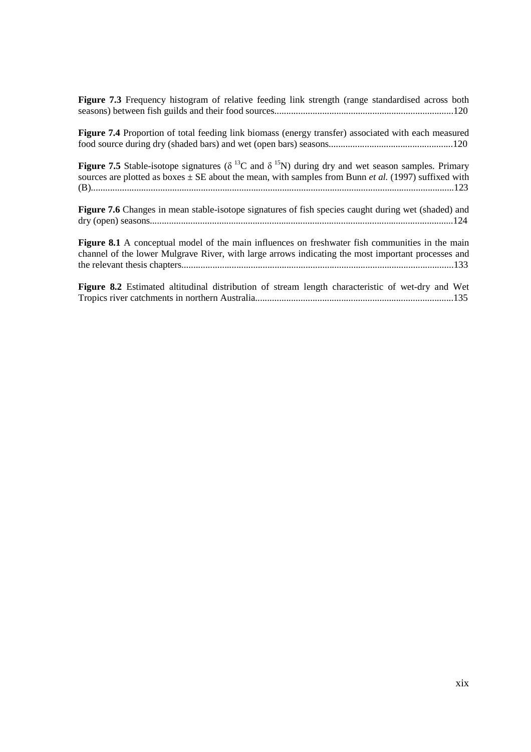**Figure 7.3** Frequency histogram of relative feeding link strength (range standardised across both seasons) between fish guilds and their food sources..........................................................................120

**Figure 7.4** Proportion of total feeding link biomass (energy transfer) associated with each measured food source during dry (shaded bars) and wet (open bars) seasons....................................................120

**Figure 7.5** Stable-isotope signatures ($\delta^{13}C$ and $\delta^{15}N$) during dry and wet season samples. Primary sources are plotted as boxes ± SE about the mean, with samples from Bunn *et al.* (1997) suffixed with (B).......................................................................................................................................................123

**Figure 7.6** Changes in mean stable-isotope signatures of fish species caught during wet (shaded) and dry (open) seasons..............................................................................................................................124

**Figure 8.1** A conceptual model of the main influences on freshwater fish communities in the main channel of the lower Mulgrave River, with large arrows indicating the most important processes and the relevant thesis chapters.................................................................................................................133

**Figure 8.2** Estimated altitudinal distribution of stream length characteristic of wet-dry and Wet Tropics river catchments in northern Australia..................................................................................135